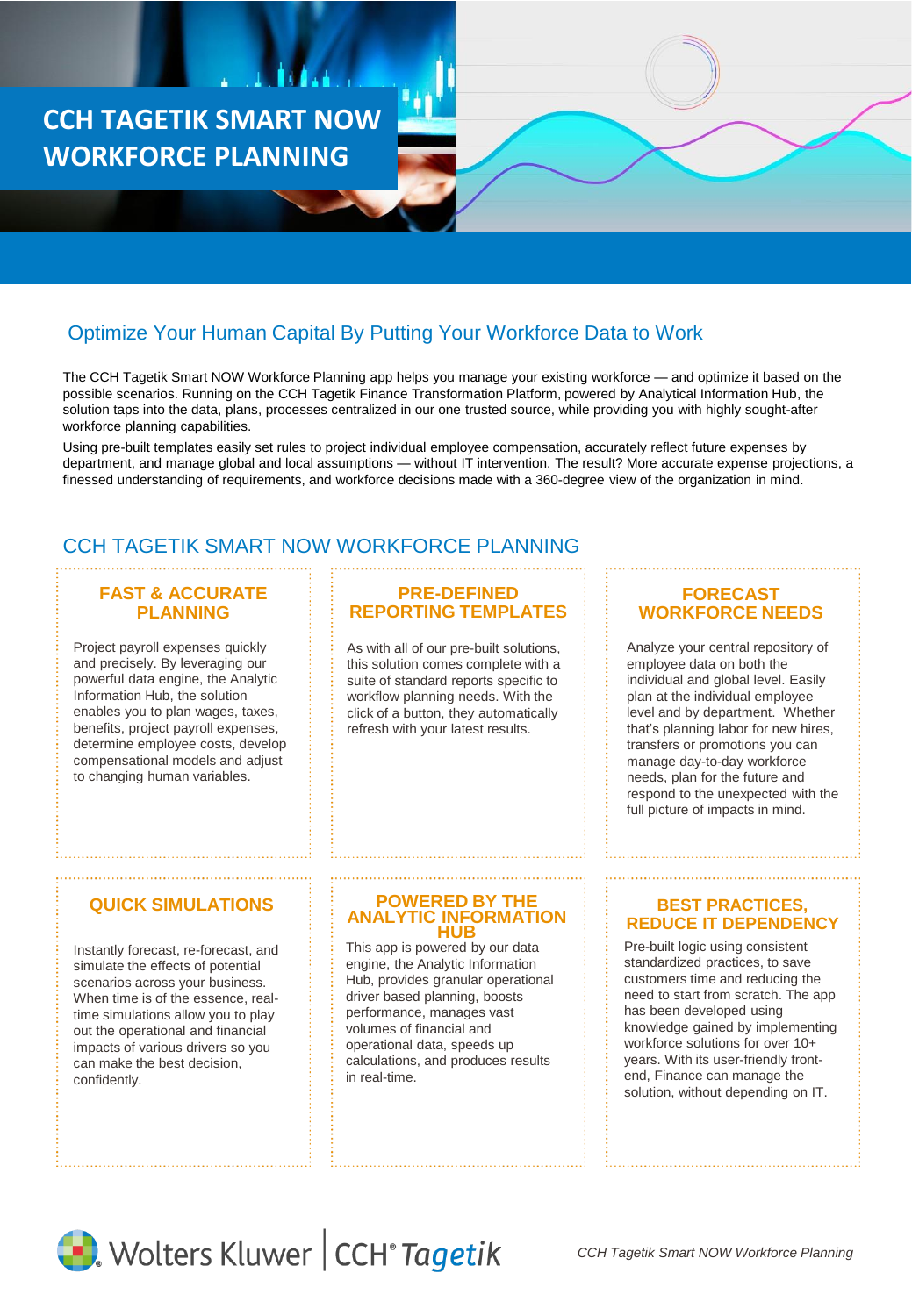# CCH TAGETIK SMART NOW WORKFORCE PLANNING

## Optimize Your Human Capital By Putting Your Workforce Data to Work

The CCH Tagetik Smart NOW Workforce Planning app helps you manage your existing workforce — and optimize it based on the possible scenarios. Running on the CCH Tagetik Finance Transformation Platform, powered by Analytical Information Hub, the solution taps into the data, plans, processes centralized in our one trusted source, while providing you with highly sought-after workforce planning capabilities.

Using pre-built templates easily set rules to project individual employee compensation, accurately reflect future expenses by department, and manage global and local assumptions — without IT intervention. The result? More accurate expense projections, a finessed understanding of requirements, and workforce decisions made with a 360-degree view of the organization in mind.

## CCH TAGETIK SMART NOW WORKFORCE PLANNING

### FAST & ACCURATE PLANNING

Project payroll expenses quickly and precisely. By leveraging our powerful data engine, the Analytic Information Hub, the solution enables you to plan wages, taxes, benefits, project payroll expenses, determine employee costs, develop compensational models and adjust to changing human variables.

### PRE-DEFINED REPORTING TEMPLATES

As with all of our pre-built solutions, this solution comes complete with a suite of standard reports specific to workflow planning needs. With the click of a button, they automatically refresh with your latest results.

### FORECAST WORKFORCE NEEDS

Analyze your central repository of employee data on both the individual and global level. Easily plan at the individual employee level and by department. Whether that's planning labor for new hires, transfers or promotions you can manage day-to-day workforce needs, plan for the future and respond to the unexpected with the full picture of impacts in mind.

### QUICK SIMULATIONS

Instantly forecast, re-forecast, and simulate the effects of potential scenarios across your business. When time is of the essence, real-time simulations allow you to play out the operational and financial impacts of various drivers so you can make the best decision, confidently.

### POWERED BY THE ANALYTIC INFORMATION HUB

This app is powered by our data engine, the Analytic Information Hub, provides granular operational driver based planning, boosts performance, manages vast volumes of financial and operational data, speeds up calculations, and produces results in real-time.

### BEST PRACTICES, REDUCE IT DEPENDENCY

Pre-built logic using consistent standardized practices, to save customers time and reducing the need to start from scratch. The app has been developed using knowledge gained by implementing workforce solutions for over 10+ years. With its user-friendly front-end, Finance can manage the solution, without depending on IT.

Wolters Kluwer | CCH® Tagetik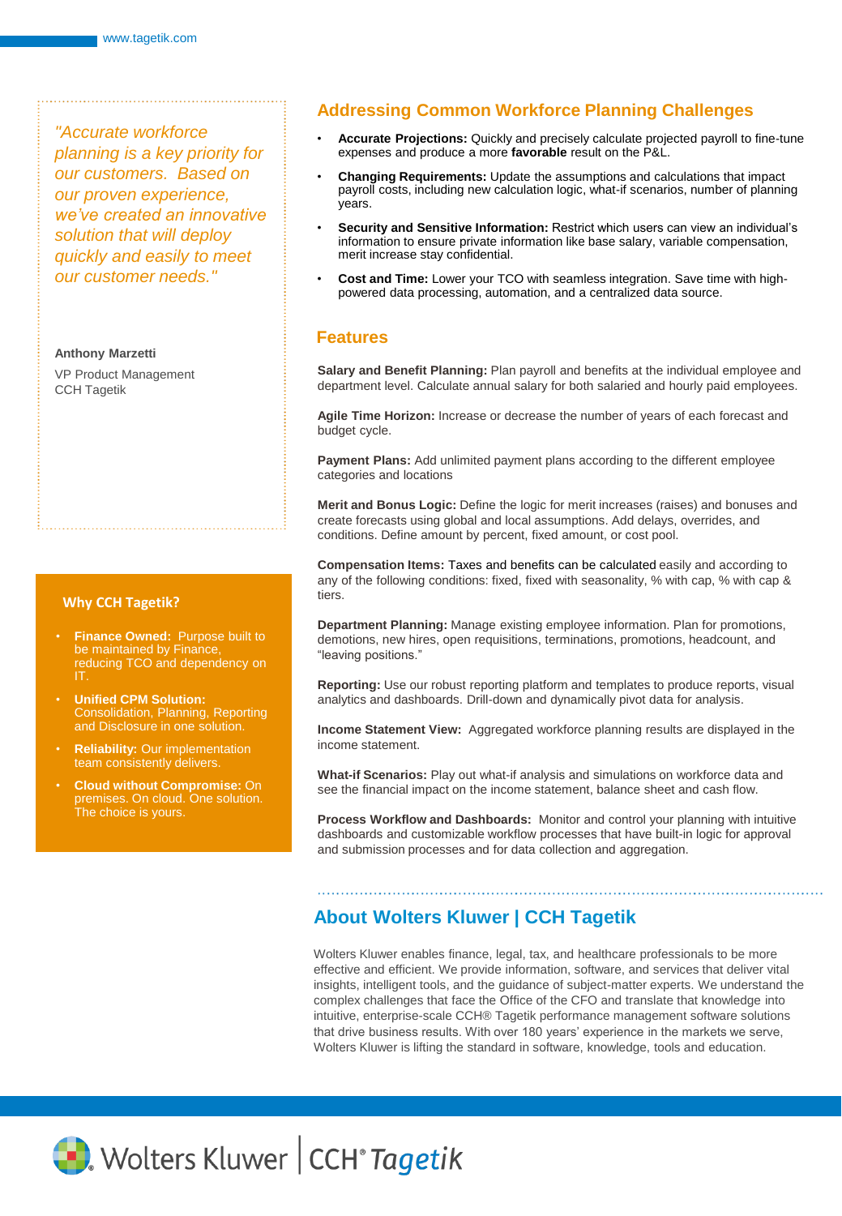*"Accurate workforce planning is a key priority for our customers. Based on our proven experience, we've created an innovative solution that will deploy quickly and easily to meet our customer needs."*

**Anthony Marzetti**

VP Product Management
CCH Tagetik

### Why CCH Tagetik?

- **Finance Owned:** Purpose built to be maintained by Finance, reducing TCO and dependency on IT.
- **Unified CPM Solution:** Consolidation, Planning, Reporting and Disclosure in one solution.
- **Reliability:** Our implementation team consistently delivers.
- **Cloud without Compromise:** On premises. On cloud. One solution. The choice is yours.

## Addressing Common Workforce Planning Challenges

- **Accurate Projections:** Quickly and precisely calculate projected payroll to fine-tune expenses and produce a more **favorable** result on the P&L.
- **Changing Requirements:** Update the assumptions and calculations that impact payroll costs, including new calculation logic, what-if scenarios, number of planning years.
- **Security and Sensitive Information:** Restrict which users can view an individual's information to ensure private information like base salary, variable compensation, merit increase stay confidential.
- **Cost and Time:** Lower your TCO with seamless integration. Save time with high-powered data processing, automation, and a centralized data source.

## Features

**Salary and Benefit Planning:** Plan payroll and benefits at the individual employee and department level. Calculate annual salary for both salaried and hourly paid employees.

**Agile Time Horizon:** Increase or decrease the number of years of each forecast and budget cycle.

**Payment Plans:** Add unlimited payment plans according to the different employee categories and locations

**Merit and Bonus Logic:** Define the logic for merit increases (raises) and bonuses and create forecasts using global and local assumptions. Add delays, overrides, and conditions. Define amount by percent, fixed amount, or cost pool.

**Compensation Items:** Taxes and benefits can be calculated easily and according to any of the following conditions: fixed, fixed with seasonality, % with cap, % with cap & tiers.

**Department Planning:** Manage existing employee information. Plan for promotions, demotions, new hires, open requisitions, terminations, promotions, headcount, and "leaving positions."

**Reporting:** Use our robust reporting platform and templates to produce reports, visual analytics and dashboards. Drill-down and dynamically pivot data for analysis.

**Income Statement View:** Aggregated workforce planning results are displayed in the income statement.

**What-if Scenarios:** Play out what-if analysis and simulations on workforce data and see the financial impact on the income statement, balance sheet and cash flow.

**Process Workflow and Dashboards:** Monitor and control your planning with intuitive dashboards and customizable workflow processes that have built-in logic for approval and submission processes and for data collection and aggregation.

## About Wolters Kluwer | CCH Tagetik

Wolters Kluwer enables finance, legal, tax, and healthcare professionals to be more effective and efficient. We provide information, software, and services that deliver vital insights, intelligent tools, and the guidance of subject-matter experts. We understand the complex challenges that face the Office of the CFO and translate that knowledge into intuitive, enterprise-scale CCH® Tagetik performance management software solutions that drive business results. With over 180 years' experience in the markets we serve, Wolters Kluwer is lifting the standard in software, knowledge, tools and education.

Wolters Kluwer | CCH® Tagetik